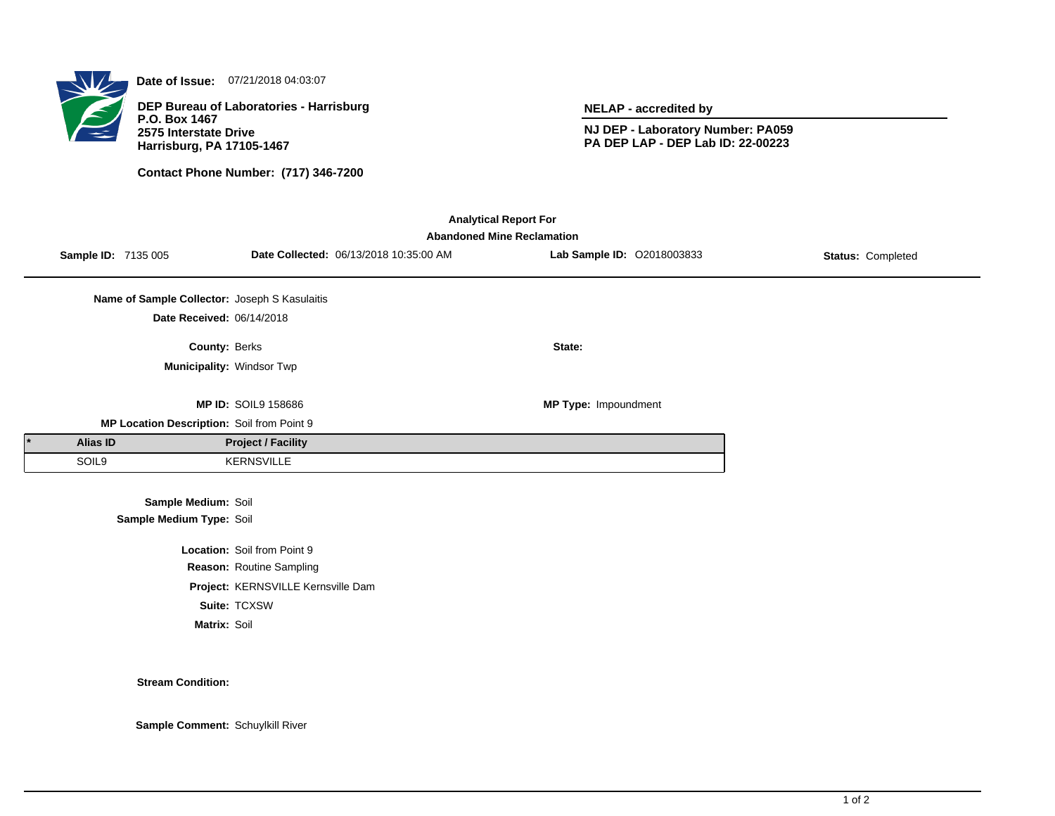**Date of Issue:** 07/21/2018 04:03:07

**DEP Bureau of Laboratories - Harrisburg**
**P.O. Box 1467**
**2575 Interstate Drive**
**Harrisburg, PA 17105-1467**

**Contact Phone Number: (717) 346-7200**

**NELAP - accredited by**

**NJ DEP - Laboratory Number: PA059**
**PA DEP LAP - DEP Lab ID: 22-00223**

**Analytical Report For**
**Abandoned Mine Reclamation**

**Sample ID:** 7135 005 **Date Collected:** 06/13/2018 10:35:00 AM **Lab Sample ID:** O2018003833 **Status:** Completed

**Name of Sample Collector:** Joseph S Kasulaitis
**Date Received:** 06/14/2018

**County:** Berks **State:**
**Municipality:** Windsor Twp

**MP ID:** SOIL9 158686 **MP Type:** Impoundment
**MP Location Description:** Soil from Point 9

| * | Alias ID | Project / Facility |
|---|---|---|
| | SOIL9 | KERNSVILLE |

**Sample Medium:** Soil
**Sample Medium Type:** Soil

**Location:** Soil from Point 9
**Reason:** Routine Sampling
**Project:** KERNSVILLE Kernsville Dam
**Suite:** TCXSW
**Matrix:** Soil

**Stream Condition:**

**Sample Comment:** Schuylkill River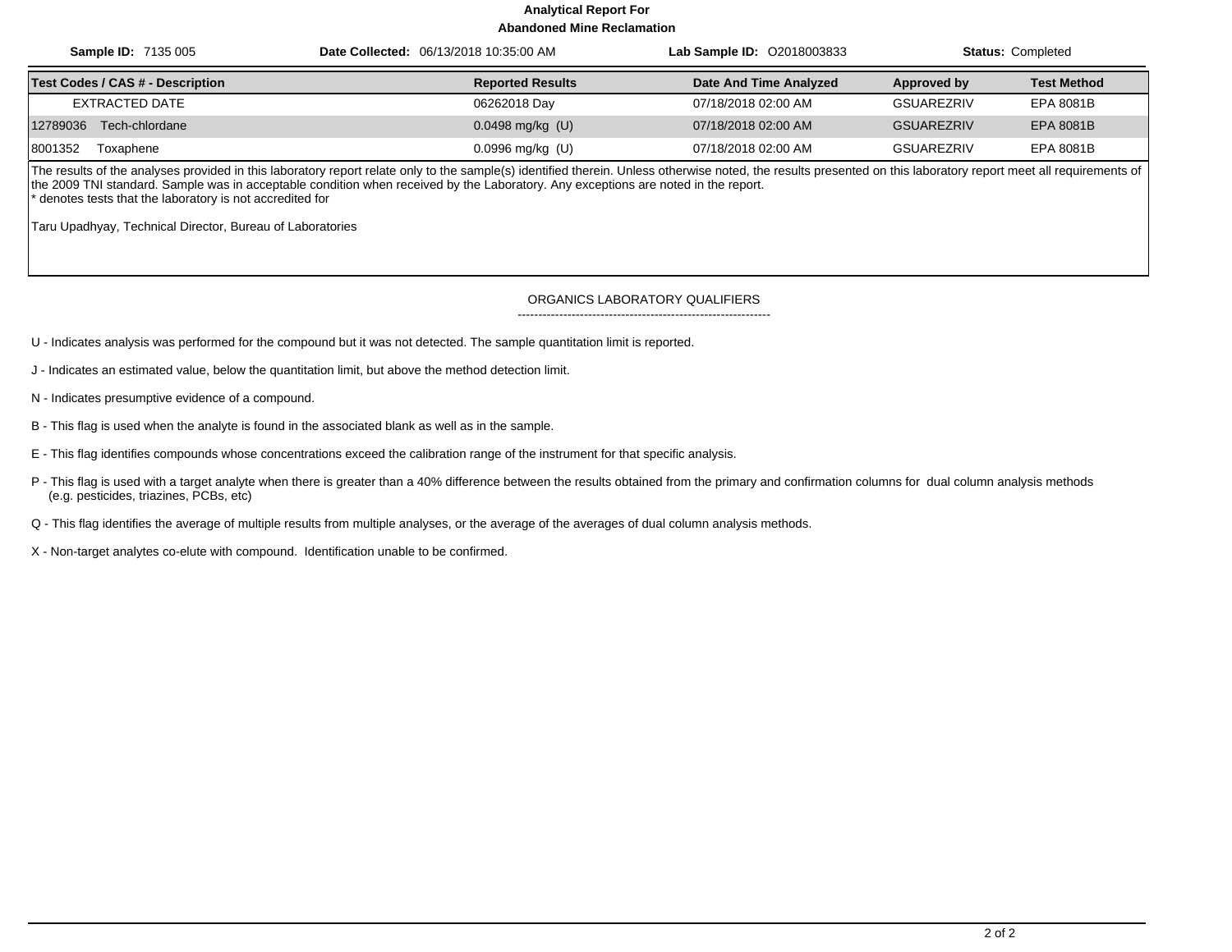**Analytical Report For**
**Abandoned Mine Reclamation**

| **Sample ID:** 7135 005 | **Date Collected:** 06/13/2018 10:35:00 AM | **Lab Sample ID:** O2018003833 | **Status:** Completed |
|---|---|---|---|

| Test Codes / CAS # - Description | Reported Results | Date And Time Analyzed | Approved by | Test Method |
|---|---|---|---|---|
| EXTRACTED DATE | 06262018 Day | 07/18/2018 02:00 AM | GSUAREZRIV | EPA 8081B |
| 12789036 Tech-chlordane | 0.0498 mg/kg (U) | 07/18/2018 02:00 AM | GSUAREZRIV | EPA 8081B |
| 8001352 Toxaphene | 0.0996 mg/kg (U) | 07/18/2018 02:00 AM | GSUAREZRIV | EPA 8081B |

The results of the analyses provided in this laboratory report relate only to the sample(s) identified therein. Unless otherwise noted, the results presented on this laboratory report meet all requirements of the 2009 TNI standard. Sample was in acceptable condition when received by the Laboratory. Any exceptions are noted in the report.
* denotes tests that the laboratory is not accredited for

Taru Upadhyay, Technical Director, Bureau of Laboratories

## ORGANICS LABORATORY QUALIFIERS

U - Indicates analysis was performed for the compound but it was not detected. The sample quantitation limit is reported.

J - Indicates an estimated value, below the quantitation limit, but above the method detection limit.

N - Indicates presumptive evidence of a compound.

B - This flag is used when the analyte is found in the associated blank as well as in the sample.

E - This flag identifies compounds whose concentrations exceed the calibration range of the instrument for that specific analysis.

P - This flag is used with a target analyte when there is greater than a 40% difference between the results obtained from the primary and confirmation columns for dual column analysis methods (e.g. pesticides, triazines, PCBs, etc)

Q - This flag identifies the average of multiple results from multiple analyses, or the average of the averages of dual column analysis methods.

X - Non-target analytes co-elute with compound. Identification unable to be confirmed.